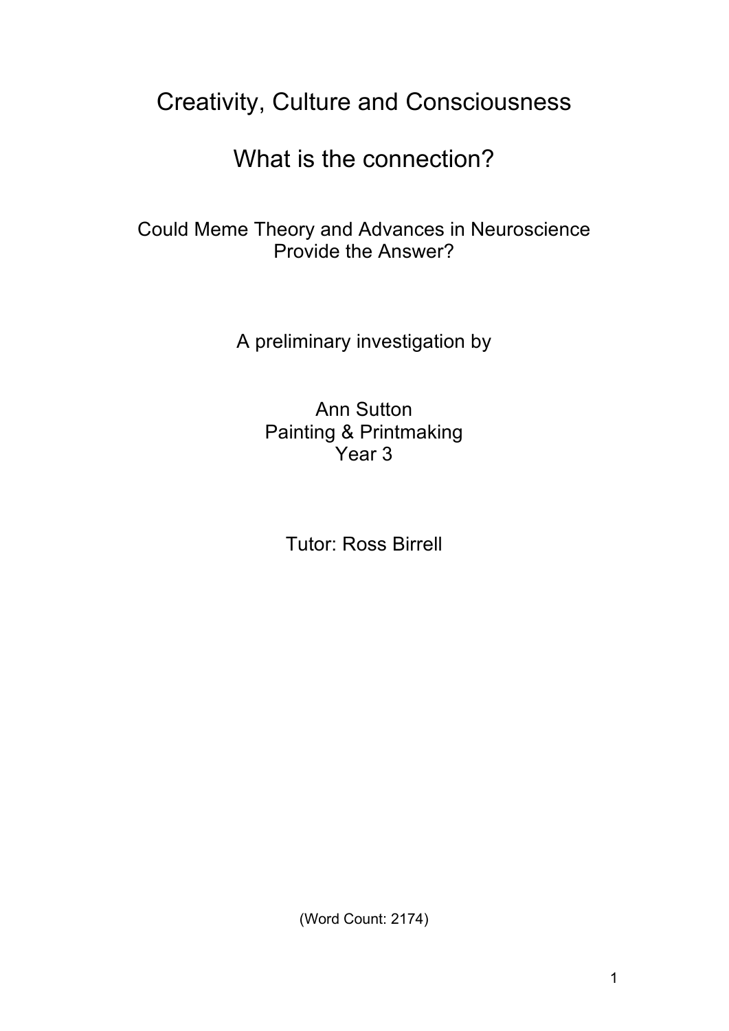# Creativity, Culture and Consciousness

## What is the connection?

Could Meme Theory and Advances in Neuroscience Provide the Answer?

A preliminary investigation by

Ann Sutton
Painting & Printmaking
Year 3

Tutor: Ross Birrell

(Word Count: 2174)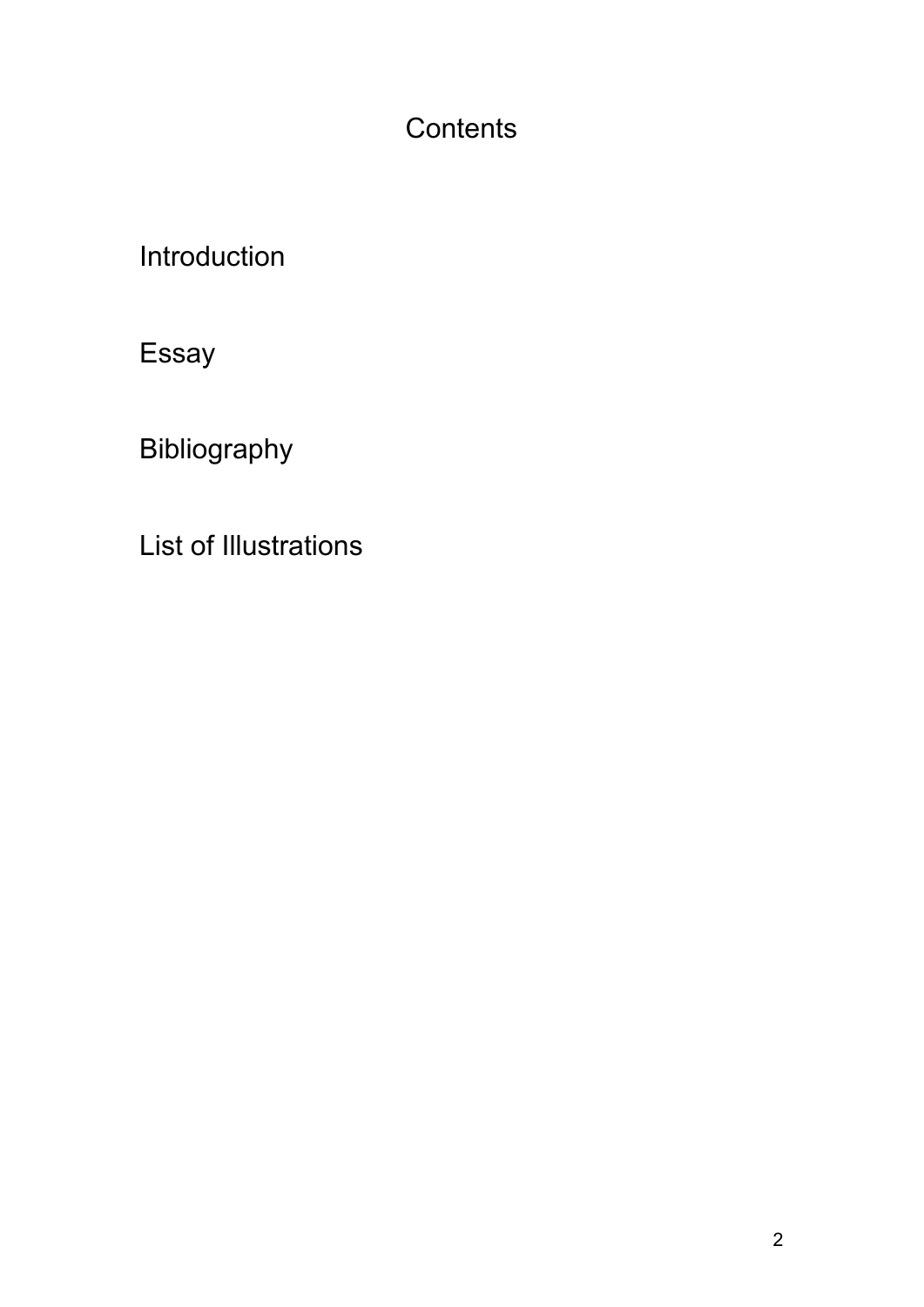# Contents

Introduction

Essay

Bibliography

List of Illustrations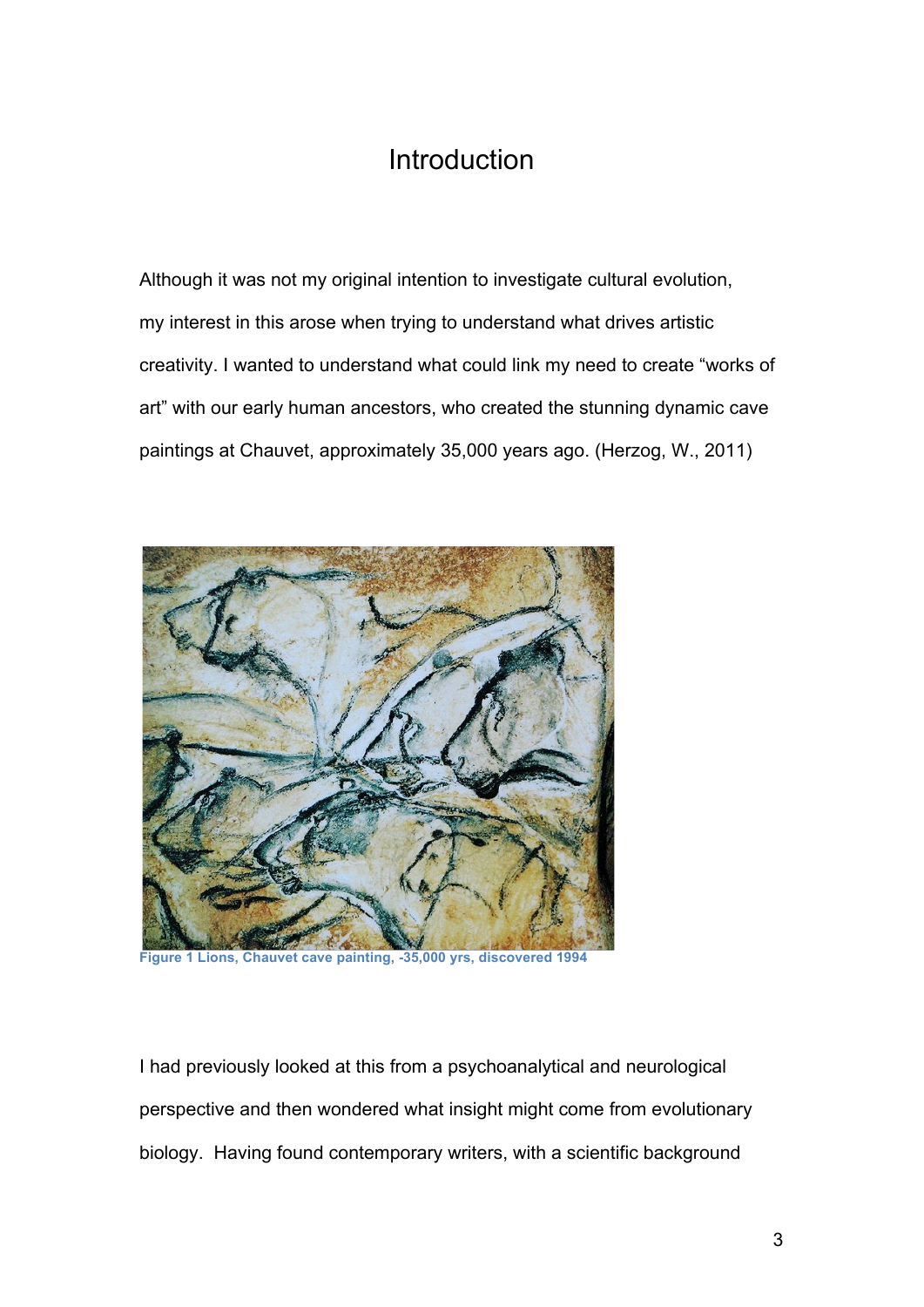# Introduction

Although it was not my original intention to investigate cultural evolution, my interest in this arose when trying to understand what drives artistic creativity. I wanted to understand what could link my need to create "works of art" with our early human ancestors, who created the stunning dynamic cave paintings at Chauvet, approximately 35,000 years ago. (Herzog, W., 2011)

**Figure 1 Lions, Chauvet cave painting, -35,000 yrs, discovered 1994**

I had previously looked at this from a psychoanalytical and neurological perspective and then wondered what insight might come from evolutionary biology. Having found contemporary writers, with a scientific background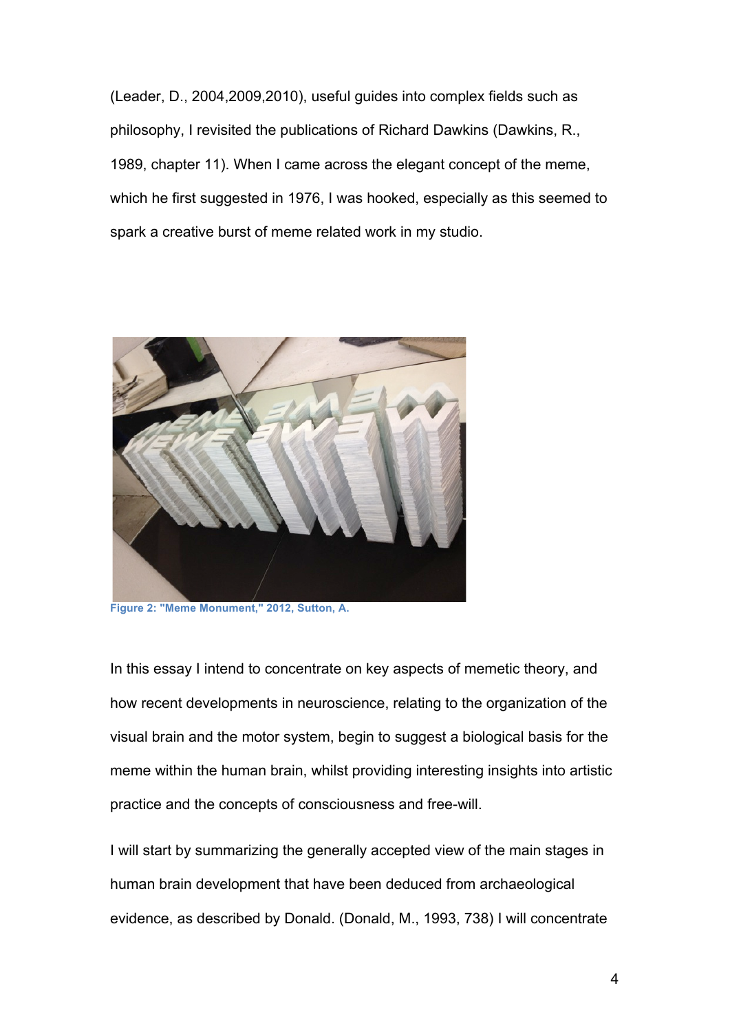(Leader, D., 2004,2009,2010), useful guides into complex fields such as philosophy, I revisited the publications of Richard Dawkins (Dawkins, R., 1989, chapter 11). When I came across the elegant concept of the meme, which he first suggested in 1976, I was hooked, especially as this seemed to spark a creative burst of meme related work in my studio.

**Figure 2: "Meme Monument," 2012, Sutton, A.**

In this essay I intend to concentrate on key aspects of memetic theory, and how recent developments in neuroscience, relating to the organization of the visual brain and the motor system, begin to suggest a biological basis for the meme within the human brain, whilst providing interesting insights into artistic practice and the concepts of consciousness and free-will.

I will start by summarizing the generally accepted view of the main stages in human brain development that have been deduced from archaeological evidence, as described by Donald. (Donald, M., 1993, 738) I will concentrate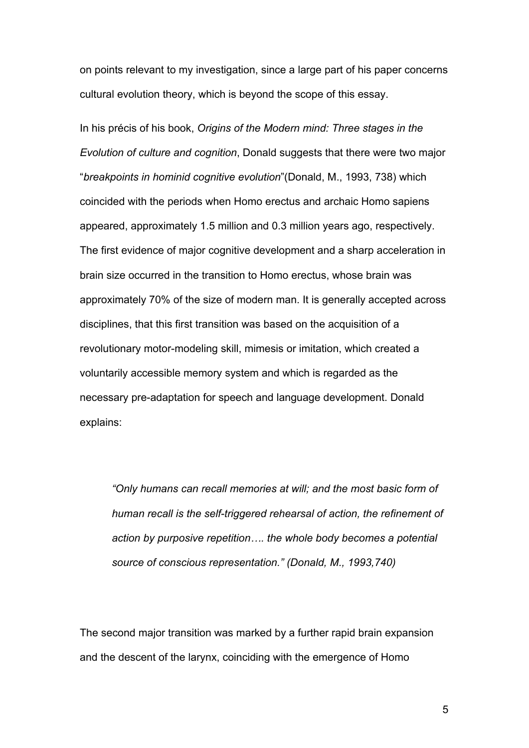on points relevant to my investigation, since a large part of his paper concerns cultural evolution theory, which is beyond the scope of this essay.

In his précis of his book, *Origins of the Modern mind: Three stages in the Evolution of culture and cognition*, Donald suggests that there were two major "*breakpoints in hominid cognitive evolution*"(Donald, M., 1993, 738) which coincided with the periods when Homo erectus and archaic Homo sapiens appeared, approximately 1.5 million and 0.3 million years ago, respectively. The first evidence of major cognitive development and a sharp acceleration in brain size occurred in the transition to Homo erectus, whose brain was approximately 70% of the size of modern man. It is generally accepted across disciplines, that this first transition was based on the acquisition of a revolutionary motor-modeling skill, mimesis or imitation, which created a voluntarily accessible memory system and which is regarded as the necessary pre-adaptation for speech and language development. Donald explains:

> *"Only humans can recall memories at will; and the most basic form of human recall is the self-triggered rehearsal of action, the refinement of action by purposive repetition…. the whole body becomes a potential source of conscious representation." (Donald, M., 1993,740)*

The second major transition was marked by a further rapid brain expansion and the descent of the larynx, coinciding with the emergence of Homo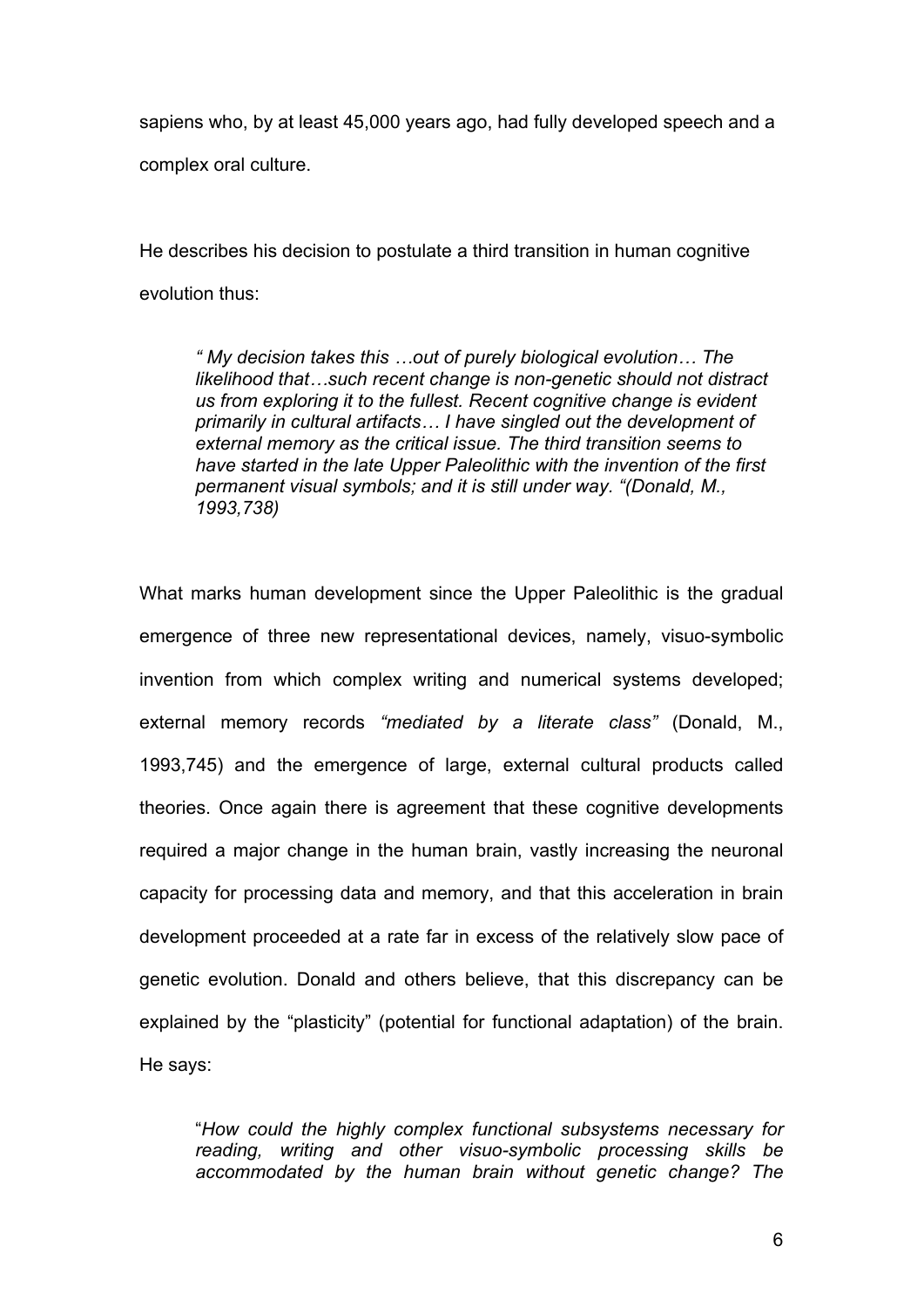sapiens who, by at least 45,000 years ago, had fully developed speech and a complex oral culture.

He describes his decision to postulate a third transition in human cognitive evolution thus:

> *" My decision takes this …out of purely biological evolution… The likelihood that…such recent change is non-genetic should not distract us from exploring it to the fullest. Recent cognitive change is evident primarily in cultural artifacts… I have singled out the development of external memory as the critical issue. The third transition seems to have started in the late Upper Paleolithic with the invention of the first permanent visual symbols; and it is still under way. "(Donald, M., 1993,738)*

What marks human development since the Upper Paleolithic is the gradual emergence of three new representational devices, namely, visuo-symbolic invention from which complex writing and numerical systems developed; external memory records *"mediated by a literate class"* (Donald, M., 1993,745) and the emergence of large, external cultural products called theories. Once again there is agreement that these cognitive developments required a major change in the human brain, vastly increasing the neuronal capacity for processing data and memory, and that this acceleration in brain development proceeded at a rate far in excess of the relatively slow pace of genetic evolution. Donald and others believe, that this discrepancy can be explained by the "plasticity" (potential for functional adaptation) of the brain. He says:

> "*How could the highly complex functional subsystems necessary for reading, writing and other visuo-symbolic processing skills be accommodated by the human brain without genetic change? The*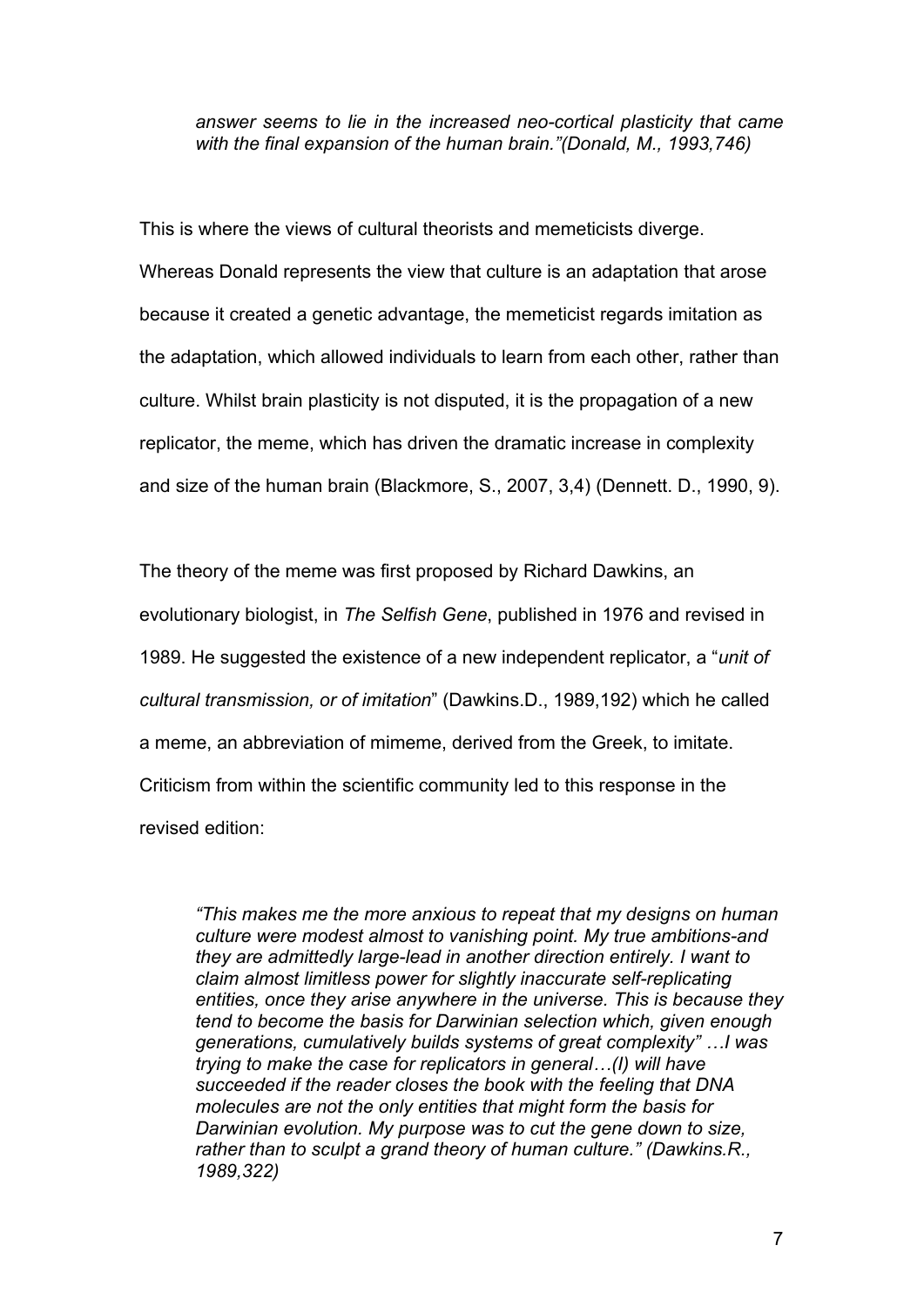*answer seems to lie in the increased neo-cortical plasticity that came with the final expansion of the human brain."(Donald, M., 1993,746)*

This is where the views of cultural theorists and memeticists diverge. Whereas Donald represents the view that culture is an adaptation that arose because it created a genetic advantage, the memeticist regards imitation as the adaptation, which allowed individuals to learn from each other, rather than culture. Whilst brain plasticity is not disputed, it is the propagation of a new replicator, the meme, which has driven the dramatic increase in complexity and size of the human brain (Blackmore, S., 2007, 3,4) (Dennett. D., 1990, 9).

The theory of the meme was first proposed by Richard Dawkins, an evolutionary biologist, in *The Selfish Gene*, published in 1976 and revised in 1989. He suggested the existence of a new independent replicator, a "*unit of cultural transmission, or of imitation*" (Dawkins.D., 1989,192) which he called a meme, an abbreviation of mimeme, derived from the Greek, to imitate. Criticism from within the scientific community led to this response in the revised edition:

> *"This makes me the more anxious to repeat that my designs on human culture were modest almost to vanishing point. My true ambitions-and they are admittedly large-lead in another direction entirely. I want to claim almost limitless power for slightly inaccurate self-replicating entities, once they arise anywhere in the universe. This is because they tend to become the basis for Darwinian selection which, given enough generations, cumulatively builds systems of great complexity" …I was trying to make the case for replicators in general…(I) will have succeeded if the reader closes the book with the feeling that DNA molecules are not the only entities that might form the basis for Darwinian evolution. My purpose was to cut the gene down to size, rather than to sculpt a grand theory of human culture." (Dawkins.R., 1989,322)*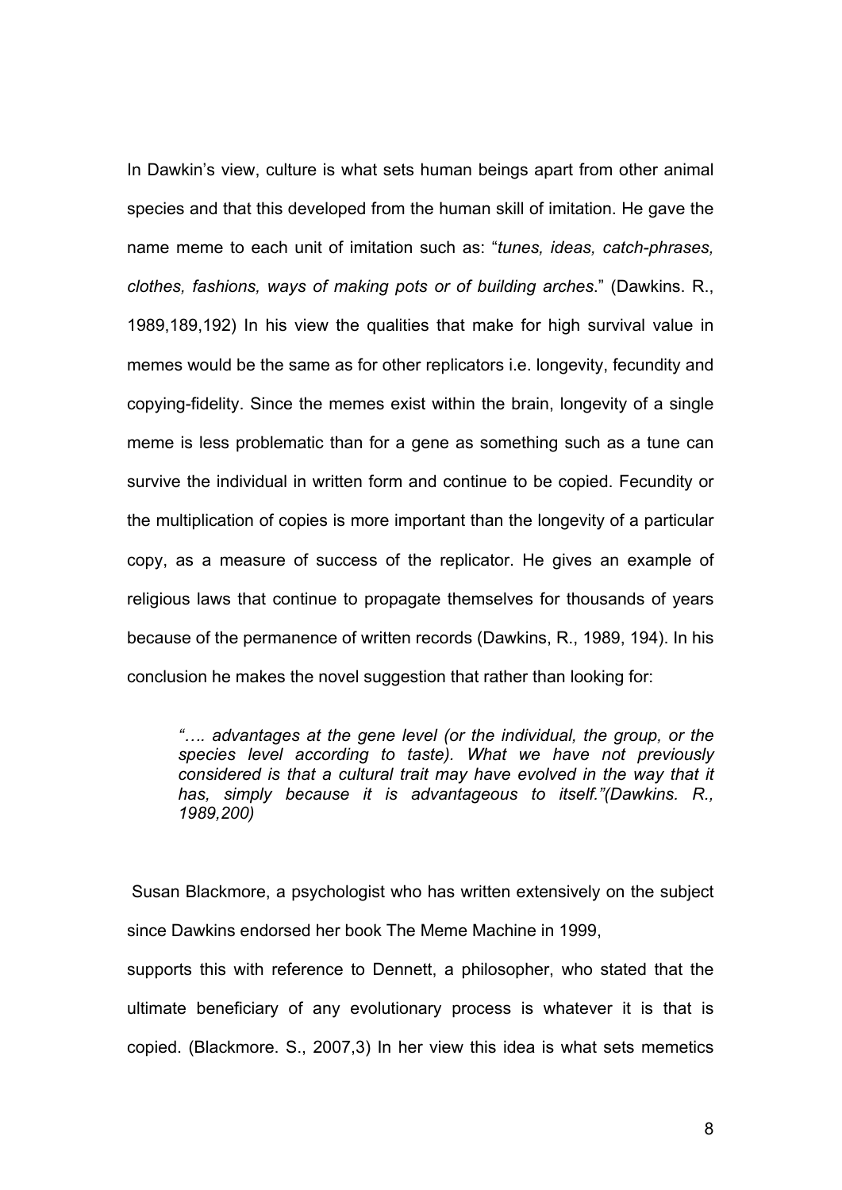In Dawkin's view, culture is what sets human beings apart from other animal species and that this developed from the human skill of imitation. He gave the name meme to each unit of imitation such as: "*tunes, ideas, catch-phrases, clothes, fashions, ways of making pots or of building arches*." (Dawkins. R., 1989,189,192) In his view the qualities that make for high survival value in memes would be the same as for other replicators i.e. longevity, fecundity and copying-fidelity. Since the memes exist within the brain, longevity of a single meme is less problematic than for a gene as something such as a tune can survive the individual in written form and continue to be copied. Fecundity or the multiplication of copies is more important than the longevity of a particular copy, as a measure of success of the replicator. He gives an example of religious laws that continue to propagate themselves for thousands of years because of the permanence of written records (Dawkins, R., 1989, 194). In his conclusion he makes the novel suggestion that rather than looking for:

> *"…. advantages at the gene level (or the individual, the group, or the species level according to taste). What we have not previously considered is that a cultural trait may have evolved in the way that it has, simply because it is advantageous to itself."(Dawkins. R., 1989,200)*

Susan Blackmore, a psychologist who has written extensively on the subject since Dawkins endorsed her book The Meme Machine in 1999,

supports this with reference to Dennett, a philosopher, who stated that the ultimate beneficiary of any evolutionary process is whatever it is that is copied. (Blackmore. S., 2007,3) In her view this idea is what sets memetics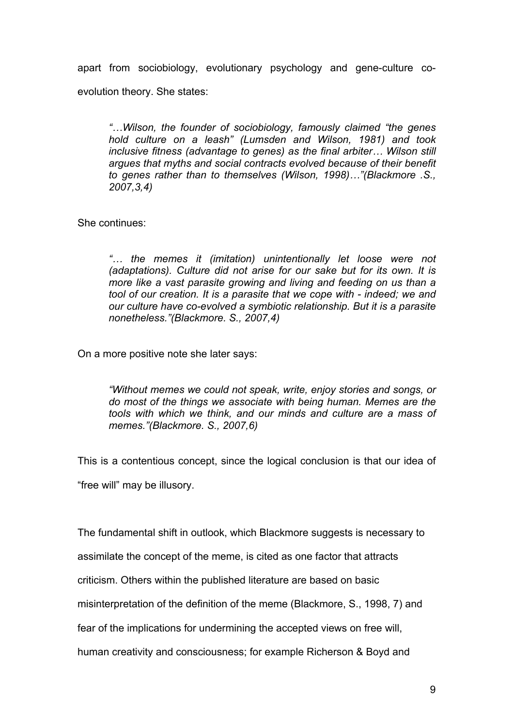apart from sociobiology, evolutionary psychology and gene-culture co-evolution theory. She states:

> *"…Wilson, the founder of sociobiology, famously claimed "the genes hold culture on a leash" (Lumsden and Wilson, 1981) and took inclusive fitness (advantage to genes) as the final arbiter… Wilson still argues that myths and social contracts evolved because of their benefit to genes rather than to themselves (Wilson, 1998)…"(Blackmore .S., 2007,3,4)*

She continues:

> *"… the memes it (imitation) unintentionally let loose were not (adaptations). Culture did not arise for our sake but for its own. It is more like a vast parasite growing and living and feeding on us than a tool of our creation. It is a parasite that we cope with - indeed; we and our culture have co-evolved a symbiotic relationship. But it is a parasite nonetheless."(Blackmore. S., 2007,4)*

On a more positive note she later says:

> *"Without memes we could not speak, write, enjoy stories and songs, or do most of the things we associate with being human. Memes are the tools with which we think, and our minds and culture are a mass of memes."(Blackmore. S., 2007,6)*

This is a contentious concept, since the logical conclusion is that our idea of "free will" may be illusory.

The fundamental shift in outlook, which Blackmore suggests is necessary to assimilate the concept of the meme, is cited as one factor that attracts criticism. Others within the published literature are based on basic misinterpretation of the definition of the meme (Blackmore, S., 1998, 7) and fear of the implications for undermining the accepted views on free will, human creativity and consciousness; for example Richerson & Boyd and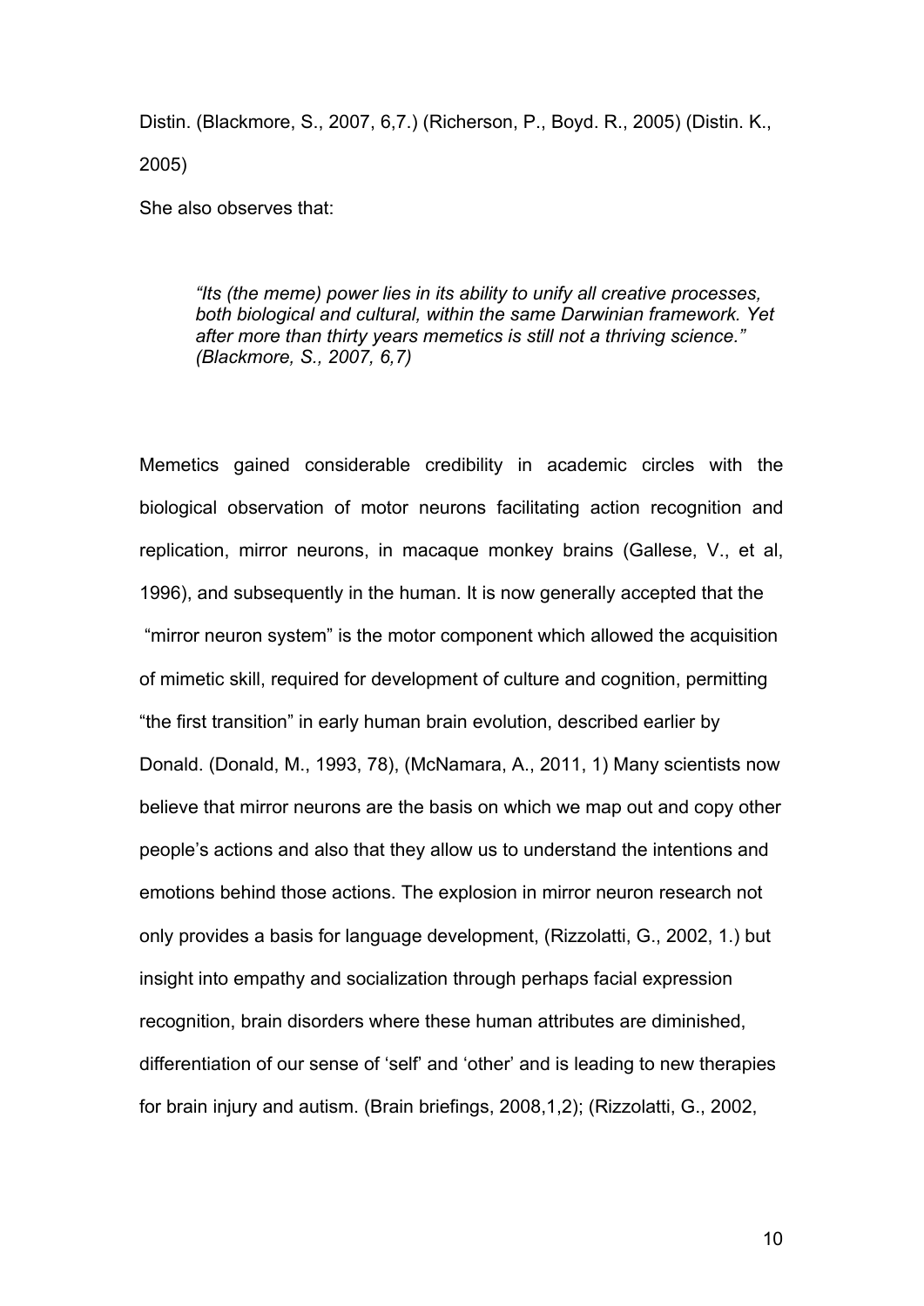Distin. (Blackmore, S., 2007, 6,7.) (Richerson, P., Boyd. R., 2005) (Distin. K., 2005)

She also observes that:

> *"Its (the meme) power lies in its ability to unify all creative processes, both biological and cultural, within the same Darwinian framework. Yet after more than thirty years memetics is still not a thriving science." (Blackmore, S., 2007, 6,7)*

Memetics gained considerable credibility in academic circles with the biological observation of motor neurons facilitating action recognition and replication, mirror neurons, in macaque monkey brains (Gallese, V., et al, 1996), and subsequently in the human. It is now generally accepted that the "mirror neuron system" is the motor component which allowed the acquisition of mimetic skill, required for development of culture and cognition, permitting "the first transition" in early human brain evolution, described earlier by Donald. (Donald, M., 1993, 78), (McNamara, A., 2011, 1) Many scientists now believe that mirror neurons are the basis on which we map out and copy other people's actions and also that they allow us to understand the intentions and emotions behind those actions. The explosion in mirror neuron research not only provides a basis for language development, (Rizzolatti, G., 2002, 1.) but insight into empathy and socialization through perhaps facial expression recognition, brain disorders where these human attributes are diminished, differentiation of our sense of 'self' and 'other' and is leading to new therapies for brain injury and autism. (Brain briefings, 2008,1,2); (Rizzolatti, G., 2002,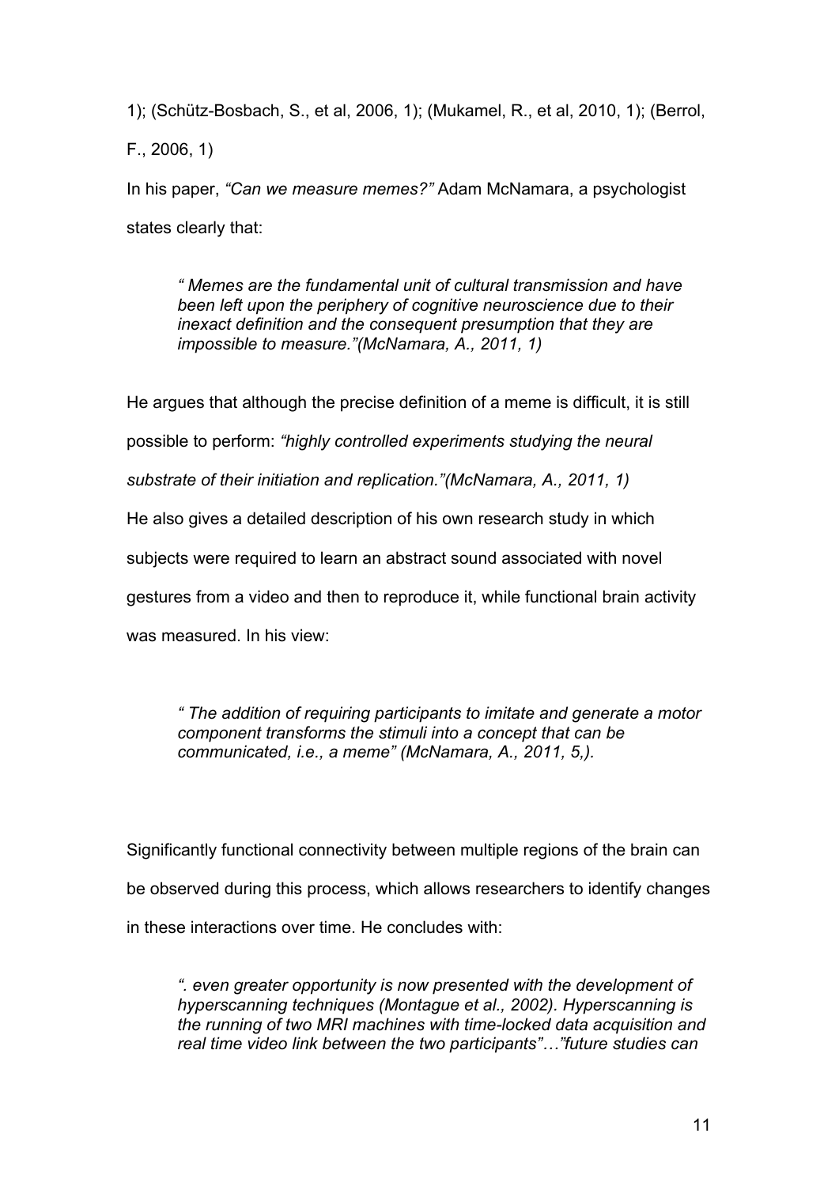1); (Schütz-Bosbach, S., et al, 2006, 1); (Mukamel, R., et al, 2010, 1); (Berrol, F., 2006, 1)

In his paper, *"Can we measure memes?"* Adam McNamara, a psychologist states clearly that:

> *" Memes are the fundamental unit of cultural transmission and have been left upon the periphery of cognitive neuroscience due to their inexact definition and the consequent presumption that they are impossible to measure."(McNamara, A., 2011, 1)*

He argues that although the precise definition of a meme is difficult, it is still possible to perform: *"highly controlled experiments studying the neural substrate of their initiation and replication."(McNamara, A., 2011, 1)*

He also gives a detailed description of his own research study in which subjects were required to learn an abstract sound associated with novel gestures from a video and then to reproduce it, while functional brain activity was measured. In his view:

> *" The addition of requiring participants to imitate and generate a motor component transforms the stimuli into a concept that can be communicated, i.e., a meme" (McNamara, A., 2011, 5,).*

Significantly functional connectivity between multiple regions of the brain can be observed during this process, which allows researchers to identify changes in these interactions over time. He concludes with:

> *". even greater opportunity is now presented with the development of hyperscanning techniques (Montague et al., 2002). Hyperscanning is the running of two MRI machines with time-locked data acquisition and real time video link between the two participants"…"future studies can*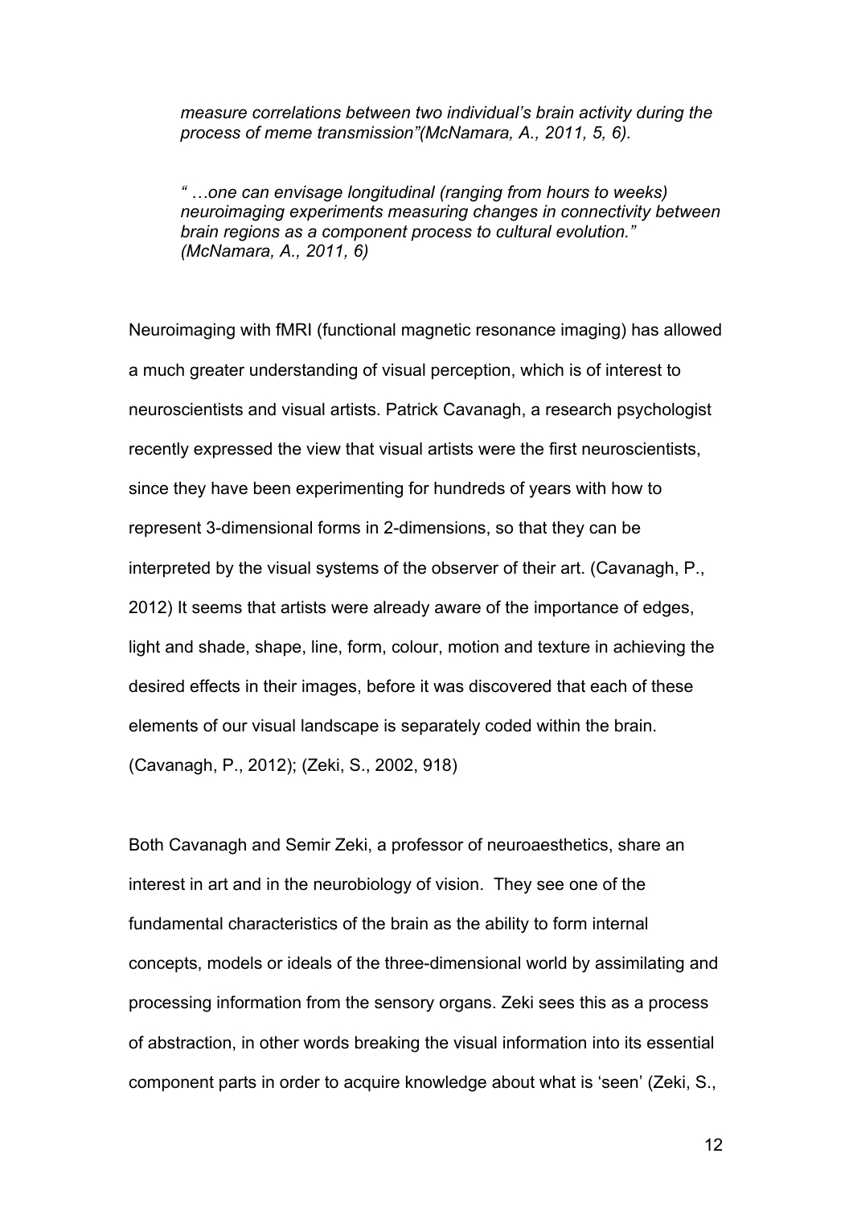*measure correlations between two individual's brain activity during the process of meme transmission"(McNamara, A., 2011, 5, 6).*

*" …one can envisage longitudinal (ranging from hours to weeks) neuroimaging experiments measuring changes in connectivity between brain regions as a component process to cultural evolution." (McNamara, A., 2011, 6)*

Neuroimaging with fMRI (functional magnetic resonance imaging) has allowed a much greater understanding of visual perception, which is of interest to neuroscientists and visual artists. Patrick Cavanagh, a research psychologist recently expressed the view that visual artists were the first neuroscientists, since they have been experimenting for hundreds of years with how to represent 3-dimensional forms in 2-dimensions, so that they can be interpreted by the visual systems of the observer of their art. (Cavanagh, P., 2012) It seems that artists were already aware of the importance of edges, light and shade, shape, line, form, colour, motion and texture in achieving the desired effects in their images, before it was discovered that each of these elements of our visual landscape is separately coded within the brain. (Cavanagh, P., 2012); (Zeki, S., 2002, 918)

Both Cavanagh and Semir Zeki, a professor of neuroaesthetics, share an interest in art and in the neurobiology of vision. They see one of the fundamental characteristics of the brain as the ability to form internal concepts, models or ideals of the three-dimensional world by assimilating and processing information from the sensory organs. Zeki sees this as a process of abstraction, in other words breaking the visual information into its essential component parts in order to acquire knowledge about what is 'seen' (Zeki, S.,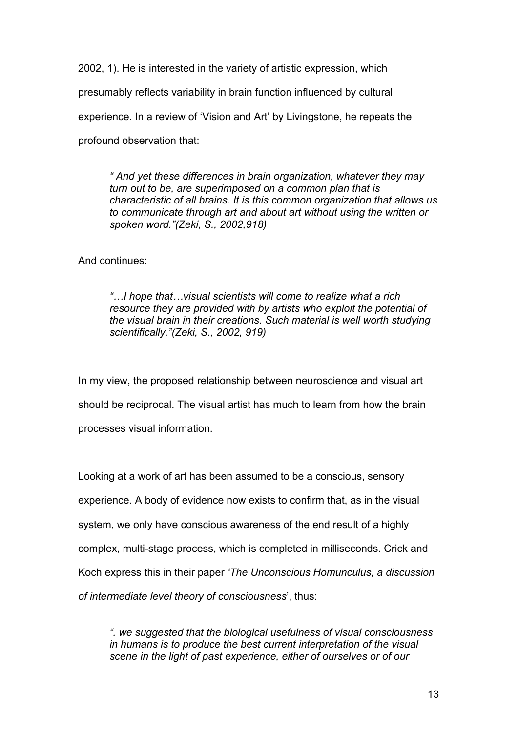2002, 1). He is interested in the variety of artistic expression, which presumably reflects variability in brain function influenced by cultural experience. In a review of 'Vision and Art' by Livingstone, he repeats the profound observation that:

> *" And yet these differences in brain organization, whatever they may turn out to be, are superimposed on a common plan that is characteristic of all brains. It is this common organization that allows us to communicate through art and about art without using the written or spoken word."(Zeki, S., 2002,918)*

And continues:

> *"…I hope that…visual scientists will come to realize what a rich resource they are provided with by artists who exploit the potential of the visual brain in their creations. Such material is well worth studying scientifically."(Zeki, S., 2002, 919)*

In my view, the proposed relationship between neuroscience and visual art should be reciprocal. The visual artist has much to learn from how the brain processes visual information.

Looking at a work of art has been assumed to be a conscious, sensory experience. A body of evidence now exists to confirm that, as in the visual system, we only have conscious awareness of the end result of a highly complex, multi-stage process, which is completed in milliseconds. Crick and Koch express this in their paper *'The Unconscious Homunculus, a discussion of intermediate level theory of consciousness*', thus:

> *". we suggested that the biological usefulness of visual consciousness in humans is to produce the best current interpretation of the visual scene in the light of past experience, either of ourselves or of our*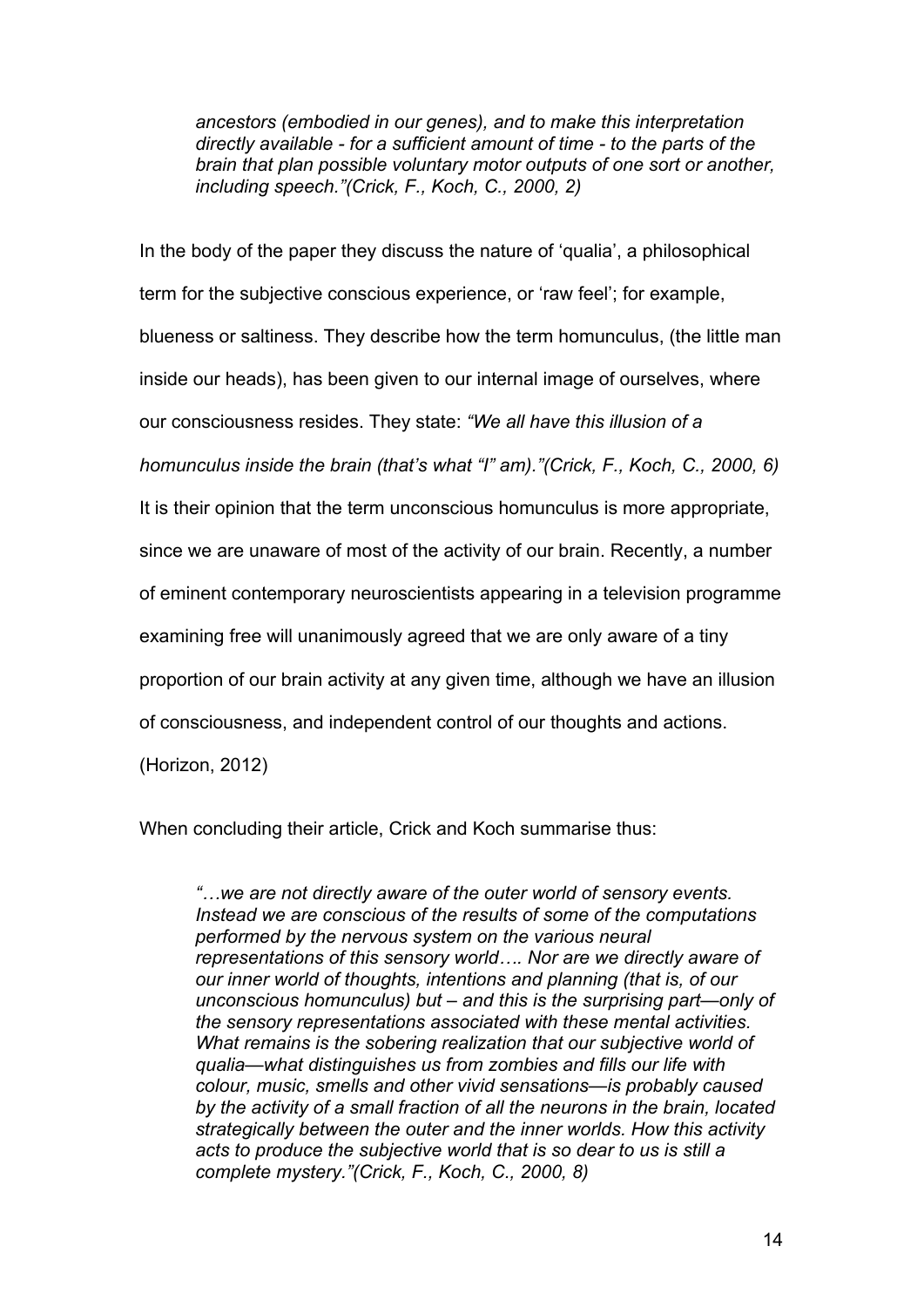> *ancestors (embodied in our genes), and to make this interpretation directly available - for a sufficient amount of time - to the parts of the brain that plan possible voluntary motor outputs of one sort or another, including speech."(Crick, F., Koch, C., 2000, 2)*

In the body of the paper they discuss the nature of 'qualia', a philosophical term for the subjective conscious experience, or 'raw feel'; for example, blueness or saltiness. They describe how the term homunculus, (the little man inside our heads), has been given to our internal image of ourselves, where our consciousness resides. They state: *"We all have this illusion of a homunculus inside the brain (that's what "I" am)."(Crick, F., Koch, C., 2000, 6)* It is their opinion that the term unconscious homunculus is more appropriate, since we are unaware of most of the activity of our brain. Recently, a number of eminent contemporary neuroscientists appearing in a television programme examining free will unanimously agreed that we are only aware of a tiny proportion of our brain activity at any given time, although we have an illusion of consciousness, and independent control of our thoughts and actions. (Horizon, 2012)

When concluding their article, Crick and Koch summarise thus:

> *"…we are not directly aware of the outer world of sensory events. Instead we are conscious of the results of some of the computations performed by the nervous system on the various neural representations of this sensory world…. Nor are we directly aware of our inner world of thoughts, intentions and planning (that is, of our unconscious homunculus) but – and this is the surprising part—only of the sensory representations associated with these mental activities. What remains is the sobering realization that our subjective world of qualia—what distinguishes us from zombies and fills our life with colour, music, smells and other vivid sensations—is probably caused by the activity of a small fraction of all the neurons in the brain, located strategically between the outer and the inner worlds. How this activity acts to produce the subjective world that is so dear to us is still a complete mystery."(Crick, F., Koch, C., 2000, 8)*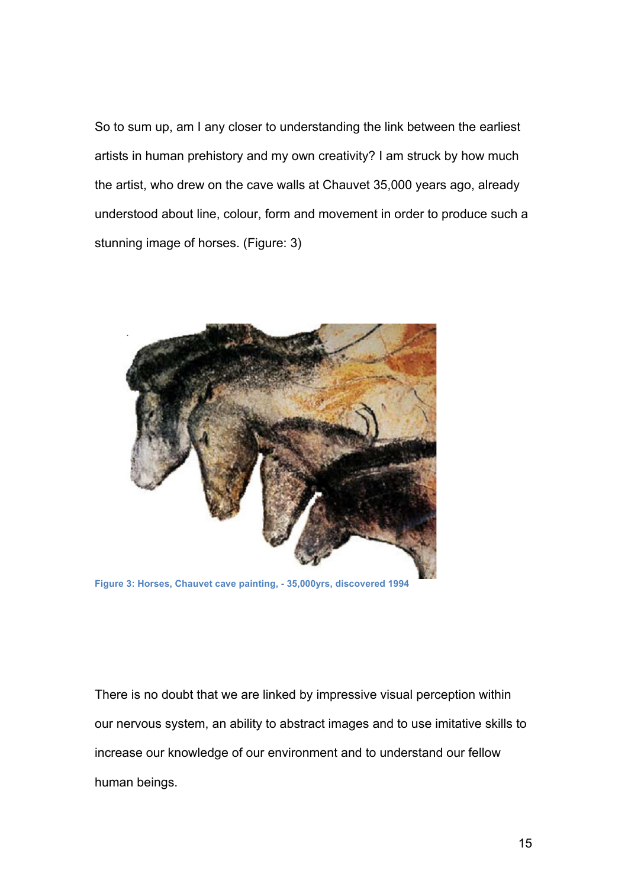So to sum up, am I any closer to understanding the link between the earliest artists in human prehistory and my own creativity? I am struck by how much the artist, who drew on the cave walls at Chauvet 35,000 years ago, already understood about line, colour, form and movement in order to produce such a stunning image of horses. (Figure: 3)

**Figure 3: Horses, Chauvet cave painting, - 35,000yrs, discovered 1994**

There is no doubt that we are linked by impressive visual perception within our nervous system, an ability to abstract images and to use imitative skills to increase our knowledge of our environment and to understand our fellow human beings.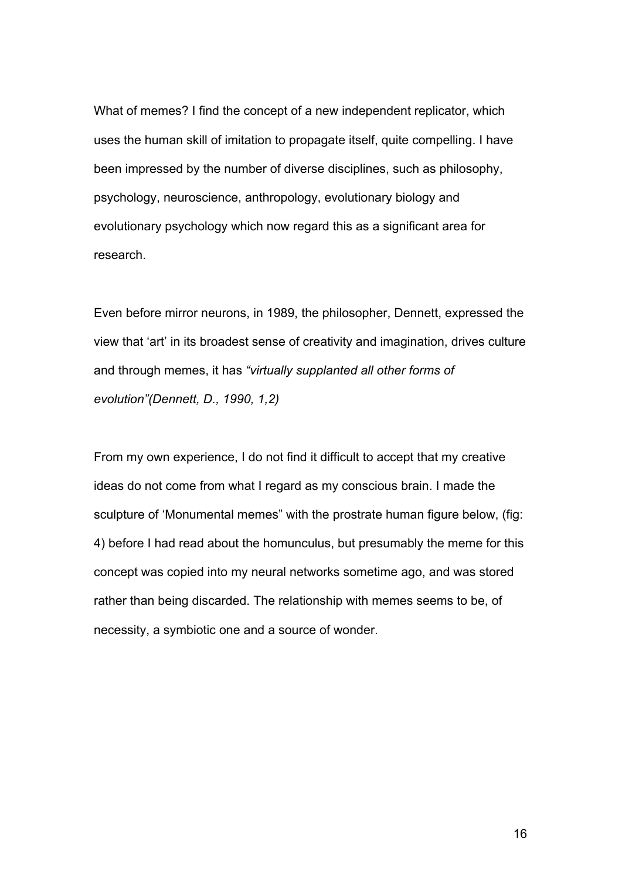What of memes? I find the concept of a new independent replicator, which uses the human skill of imitation to propagate itself, quite compelling. I have been impressed by the number of diverse disciplines, such as philosophy, psychology, neuroscience, anthropology, evolutionary biology and evolutionary psychology which now regard this as a significant area for research.

Even before mirror neurons, in 1989, the philosopher, Dennett, expressed the view that 'art' in its broadest sense of creativity and imagination, drives culture and through memes, it has *"virtually supplanted all other forms of evolution"(Dennett, D., 1990, 1,2)*

From my own experience, I do not find it difficult to accept that my creative ideas do not come from what I regard as my conscious brain. I made the sculpture of 'Monumental memes" with the prostrate human figure below, (fig: 4) before I had read about the homunculus, but presumably the meme for this concept was copied into my neural networks sometime ago, and was stored rather than being discarded. The relationship with memes seems to be, of necessity, a symbiotic one and a source of wonder.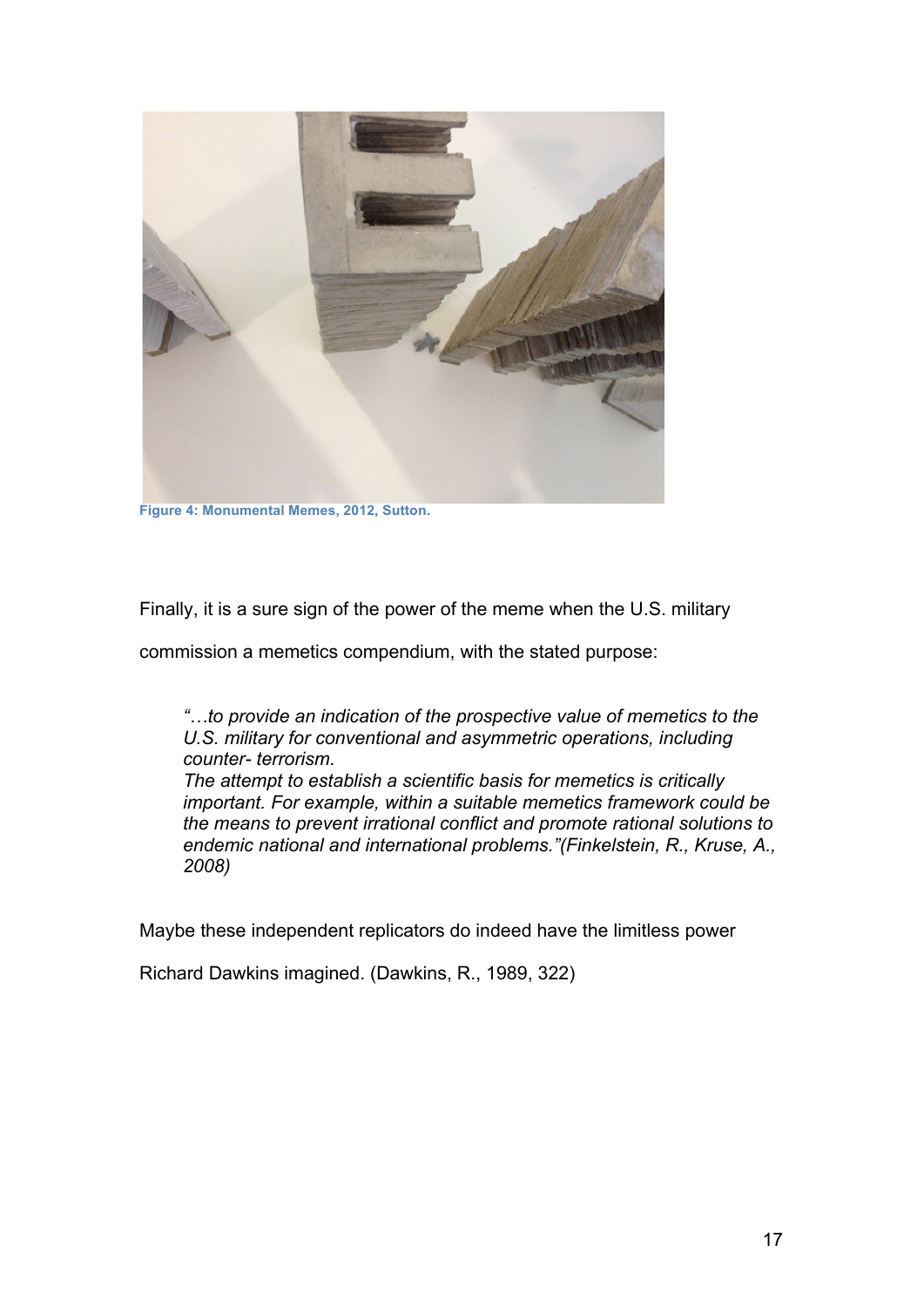Figure 4: Monumental Memes, 2012, Sutton.

Finally, it is a sure sign of the power of the meme when the U.S. military commission a memetics compendium, with the stated purpose:

> *"…to provide an indication of the prospective value of memetics to the U.S. military for conventional and asymmetric operations, including counter- terrorism.*
> *The attempt to establish a scientific basis for memetics is critically important. For example, within a suitable memetics framework could be the means to prevent irrational conflict and promote rational solutions to endemic national and international problems."(Finkelstein, R., Kruse, A., 2008)*

Maybe these independent replicators do indeed have the limitless power Richard Dawkins imagined. (Dawkins, R., 1989, 322)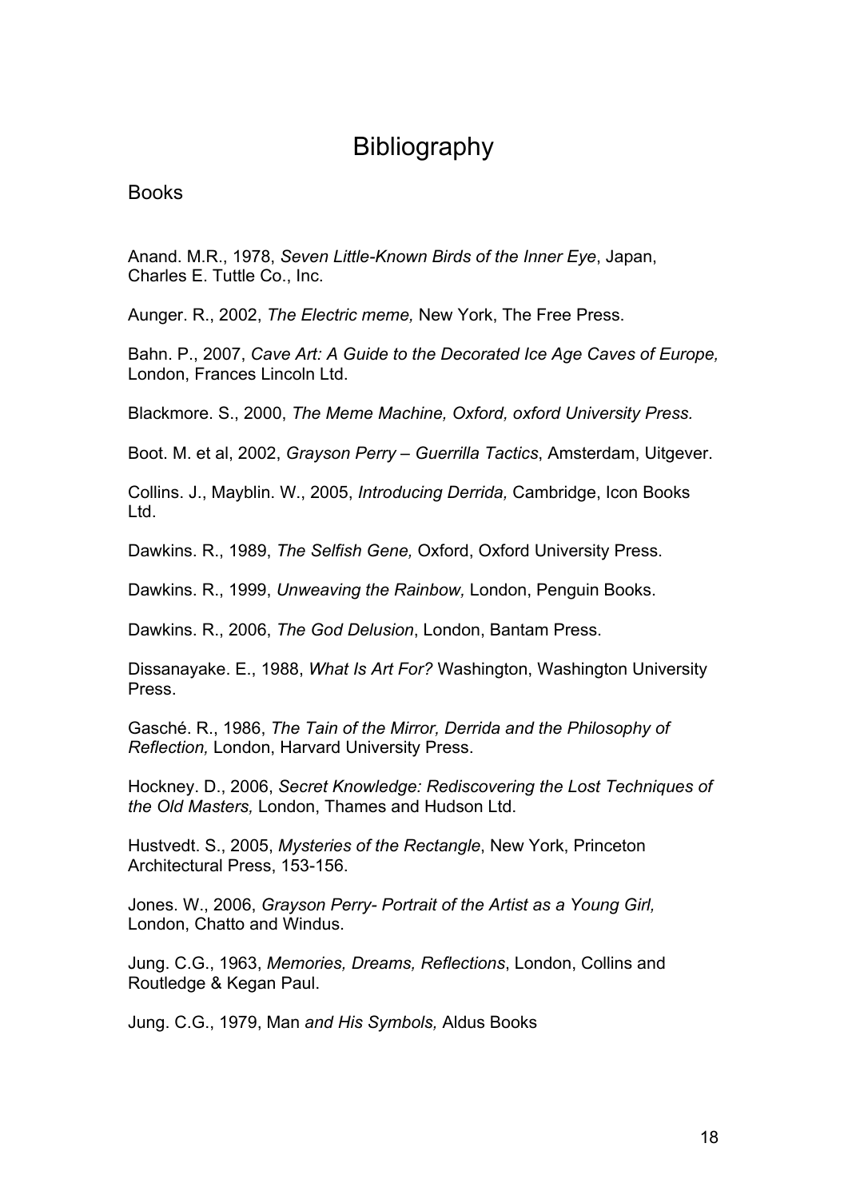# Bibliography

## Books

Anand. M.R., 1978, *Seven Little-Known Birds of the Inner Eye*, Japan, Charles E. Tuttle Co., Inc.

Aunger. R., 2002, *The Electric meme,* New York, The Free Press.

Bahn. P., 2007, *Cave Art: A Guide to the Decorated Ice Age Caves of Europe,* London, Frances Lincoln Ltd.

Blackmore. S., 2000, *The Meme Machine, Oxford, oxford University Press.*

Boot. M. et al, 2002, *Grayson Perry – Guerrilla Tactics*, Amsterdam, Uitgever.

Collins. J., Mayblin. W., 2005, *Introducing Derrida,* Cambridge, Icon Books Ltd.

Dawkins. R., 1989, *The Selfish Gene,* Oxford, Oxford University Press.

Dawkins. R., 1999, *Unweaving the Rainbow,* London, Penguin Books.

Dawkins. R., 2006, *The God Delusion*, London, Bantam Press.

Dissanayake. E., 1988, *What Is Art For?* Washington, Washington University Press.

Gasché. R., 1986, *The Tain of the Mirror, Derrida and the Philosophy of Reflection,* London, Harvard University Press.

Hockney. D., 2006, *Secret Knowledge: Rediscovering the Lost Techniques of the Old Masters,* London, Thames and Hudson Ltd.

Hustvedt. S., 2005, *Mysteries of the Rectangle*, New York, Princeton Architectural Press, 153-156.

Jones. W., 2006, *Grayson Perry- Portrait of the Artist as a Young Girl,* London, Chatto and Windus.

Jung. C.G., 1963, *Memories, Dreams, Reflections*, London, Collins and Routledge & Kegan Paul.

Jung. C.G., 1979, Man *and His Symbols,* Aldus Books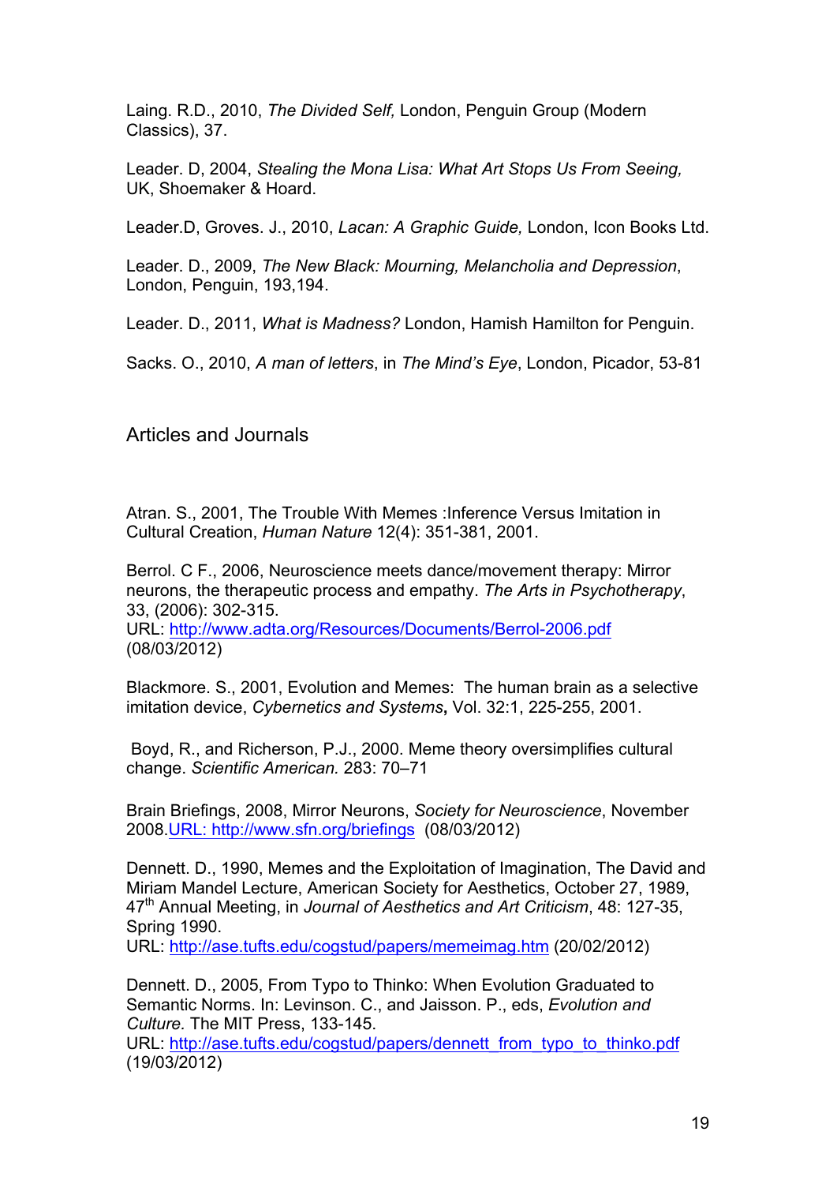Laing. R.D., 2010, *The Divided Self,* London, Penguin Group (Modern Classics), 37.

Leader. D, 2004, *Stealing the Mona Lisa: What Art Stops Us From Seeing,* UK, Shoemaker & Hoard.

Leader.D, Groves. J., 2010, *Lacan: A Graphic Guide,* London, Icon Books Ltd.

Leader. D., 2009, *The New Black: Mourning, Melancholia and Depression*, London, Penguin, 193,194.

Leader. D., 2011, *What is Madness?* London, Hamish Hamilton for Penguin.

Sacks. O., 2010, *A man of letters*, in *The Mind's Eye*, London, Picador, 53-81

## Articles and Journals

Atran. S., 2001, The Trouble With Memes :Inference Versus Imitation in Cultural Creation, *Human Nature* 12(4): 351-381, 2001.

Berrol. C F., 2006, Neuroscience meets dance/movement therapy: Mirror neurons, the therapeutic process and empathy. *The Arts in Psychotherapy*, 33, (2006): 302-315.
URL: http://www.adta.org/Resources/Documents/Berrol-2006.pdf (08/03/2012)

Blackmore. S., 2001, Evolution and Memes: The human brain as a selective imitation device, *Cybernetics and Systems*, Vol. 32:1, 225-255, 2001.

Boyd, R., and Richerson, P.J., 2000. Meme theory oversimplifies cultural change. *Scientific American.* 283: 70–71

Brain Briefings, 2008, Mirror Neurons, *Society for Neuroscience*, November 2008.URL: http://www.sfn.org/briefings (08/03/2012)

Dennett. D., 1990, Memes and the Exploitation of Imagination, The David and Miriam Mandel Lecture, American Society for Aesthetics, October 27, 1989, 47th Annual Meeting, in *Journal of Aesthetics and Art Criticism*, 48: 127-35, Spring 1990.
URL: http://ase.tufts.edu/cogstud/papers/memeimag.htm (20/02/2012)

Dennett. D., 2005, From Typo to Thinko: When Evolution Graduated to Semantic Norms. In: Levinson. C., and Jaisson. P., eds, *Evolution and Culture.* The MIT Press, 133-145.
URL: http://ase.tufts.edu/cogstud/papers/dennett_from_typo_to_thinko.pdf (19/03/2012)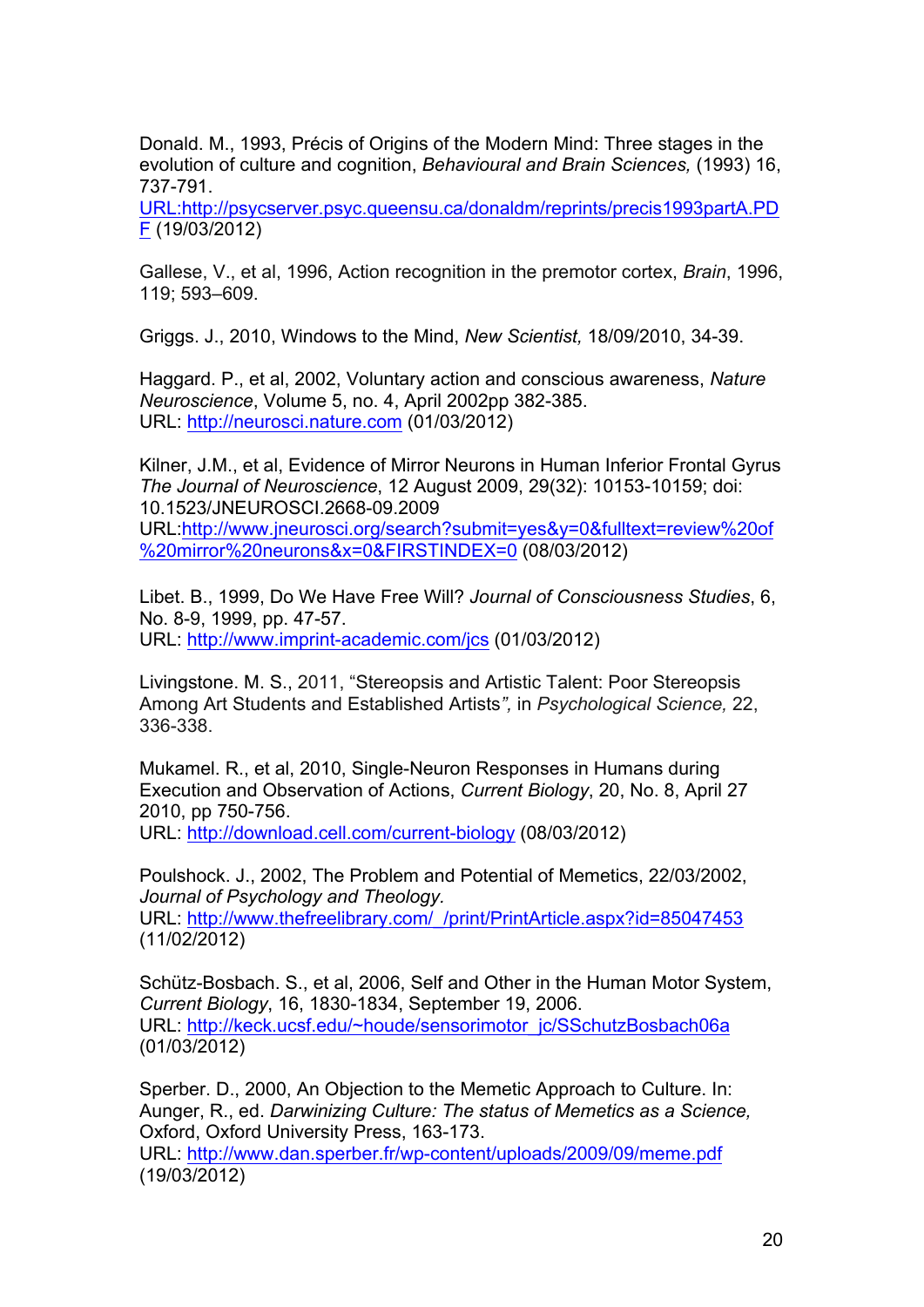Donald. M., 1993, Précis of Origins of the Modern Mind: Three stages in the evolution of culture and cognition, *Behavioural and Brain Sciences,* (1993) 16, 737-791.
URL:http://psycserver.psyc.queensu.ca/donaldm/reprints/precis1993partA.PDF (19/03/2012)

Gallese, V., et al, 1996, Action recognition in the premotor cortex, *Brain*, 1996, 119; 593–609.

Griggs. J., 2010, Windows to the Mind, *New Scientist,* 18/09/2010, 34-39.

Haggard. P., et al, 2002, Voluntary action and conscious awareness, *Nature Neuroscience*, Volume 5, no. 4, April 2002pp 382-385.
URL: http://neurosci.nature.com (01/03/2012)

Kilner, J.M., et al, Evidence of Mirror Neurons in Human Inferior Frontal Gyrus *The Journal of Neuroscience*, 12 August 2009, 29(32): 10153-10159; doi: 10.1523/JNEUROSCI.2668-09.2009
URL:http://www.jneurosci.org/search?submit=yes&y=0&fulltext=review%20of%20mirror%20neurons&x=0&FIRSTINDEX=0 (08/03/2012)

Libet. B., 1999, Do We Have Free Will? *Journal of Consciousness Studies*, 6, No. 8-9, 1999, pp. 47-57.
URL: http://www.imprint-academic.com/jcs (01/03/2012)

Livingstone. M. S., 2011, "Stereopsis and Artistic Talent: Poor Stereopsis Among Art Students and Established Artists*",* in *Psychological Science,* 22, 336-338.

Mukamel. R., et al, 2010, Single-Neuron Responses in Humans during Execution and Observation of Actions, *Current Biology*, 20, No. 8, April 27 2010, pp 750-756.
URL: http://download.cell.com/current-biology (08/03/2012)

Poulshock. J., 2002, The Problem and Potential of Memetics, 22/03/2002, *Journal of Psychology and Theology.*
URL: http://www.thefreelibrary.com/_/print/PrintArticle.aspx?id=85047453 (11/02/2012)

Schütz-Bosbach. S., et al, 2006, Self and Other in the Human Motor System, *Current Biology*, 16, 1830-1834, September 19, 2006.
URL: http://keck.ucsf.edu/~houde/sensorimotor_jc/SSchutzBosbach06a (01/03/2012)

Sperber. D., 2000, An Objection to the Memetic Approach to Culture. In: Aunger, R., ed. *Darwinizing Culture: The status of Memetics as a Science,* Oxford, Oxford University Press, 163-173.
URL: http://www.dan.sperber.fr/wp-content/uploads/2009/09/meme.pdf (19/03/2012)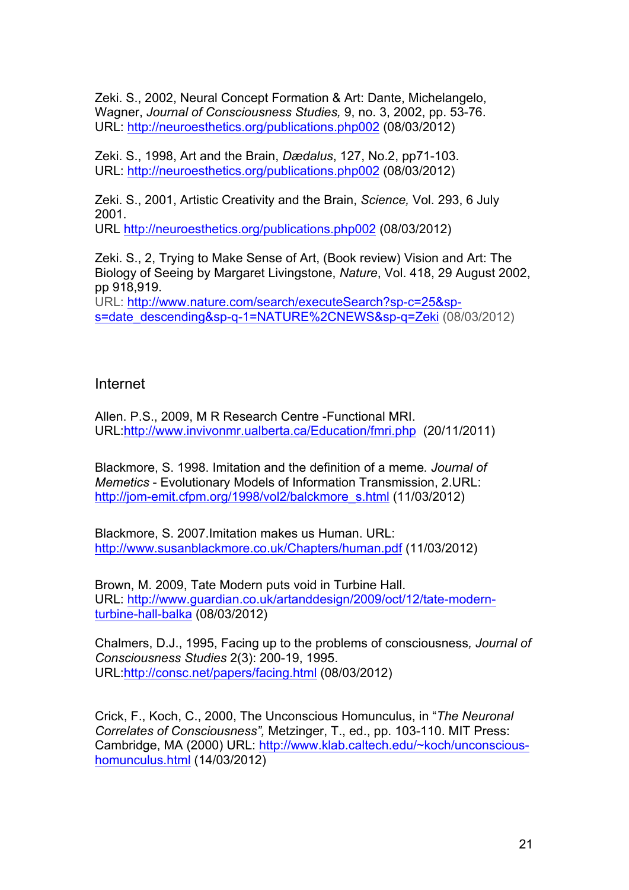Zeki. S., 2002, Neural Concept Formation & Art: Dante, Michelangelo, Wagner, *Journal of Consciousness Studies,* 9, no. 3, 2002, pp. 53-76. URL: http://neuroesthetics.org/publications.php002 (08/03/2012)

Zeki. S., 1998, Art and the Brain, *Dædalus*, 127, No.2, pp71-103. URL: http://neuroesthetics.org/publications.php002 (08/03/2012)

Zeki. S., 2001, Artistic Creativity and the Brain, *Science,* Vol. 293, 6 July 2001.
URL http://neuroesthetics.org/publications.php002 (08/03/2012)

Zeki. S., 2, Trying to Make Sense of Art, (Book review) Vision and Art: The Biology of Seeing by Margaret Livingstone, *Nature*, Vol. 418, 29 August 2002, pp 918,919.
URL: http://www.nature.com/search/executeSearch?sp-c=25&sp-s=date_descending&sp-q-1=NATURE%2CNEWS&sp-q=Zeki (08/03/2012)

## Internet

Allen. P.S., 2009, M R Research Centre -Functional MRI.
URL:http://www.invivonmr.ualberta.ca/Education/fmri.php (20/11/2011)

Blackmore, S. 1998. Imitation and the definition of a meme*. Journal of Memetics* - Evolutionary Models of Information Transmission, 2.URL: http://jom-emit.cfpm.org/1998/vol2/balckmore_s.html (11/03/2012)

Blackmore, S. 2007.Imitation makes us Human. URL: http://www.susanblackmore.co.uk/Chapters/human.pdf (11/03/2012)

Brown, M. 2009, Tate Modern puts void in Turbine Hall.
URL: http://www.guardian.co.uk/artanddesign/2009/oct/12/tate-modern-turbine-hall-balka (08/03/2012)

Chalmers, D.J., 1995, Facing up to the problems of consciousness*, Journal of Consciousness Studies* 2(3): 200-19, 1995.
URL:http://consc.net/papers/facing.html (08/03/2012)

Crick, F., Koch, C., 2000, The Unconscious Homunculus, in "*The Neuronal Correlates of Consciousness",* Metzinger, T., ed., pp. 103-110. MIT Press: Cambridge, MA (2000) URL: http://www.klab.caltech.edu/~koch/unconscious-homunculus.html (14/03/2012)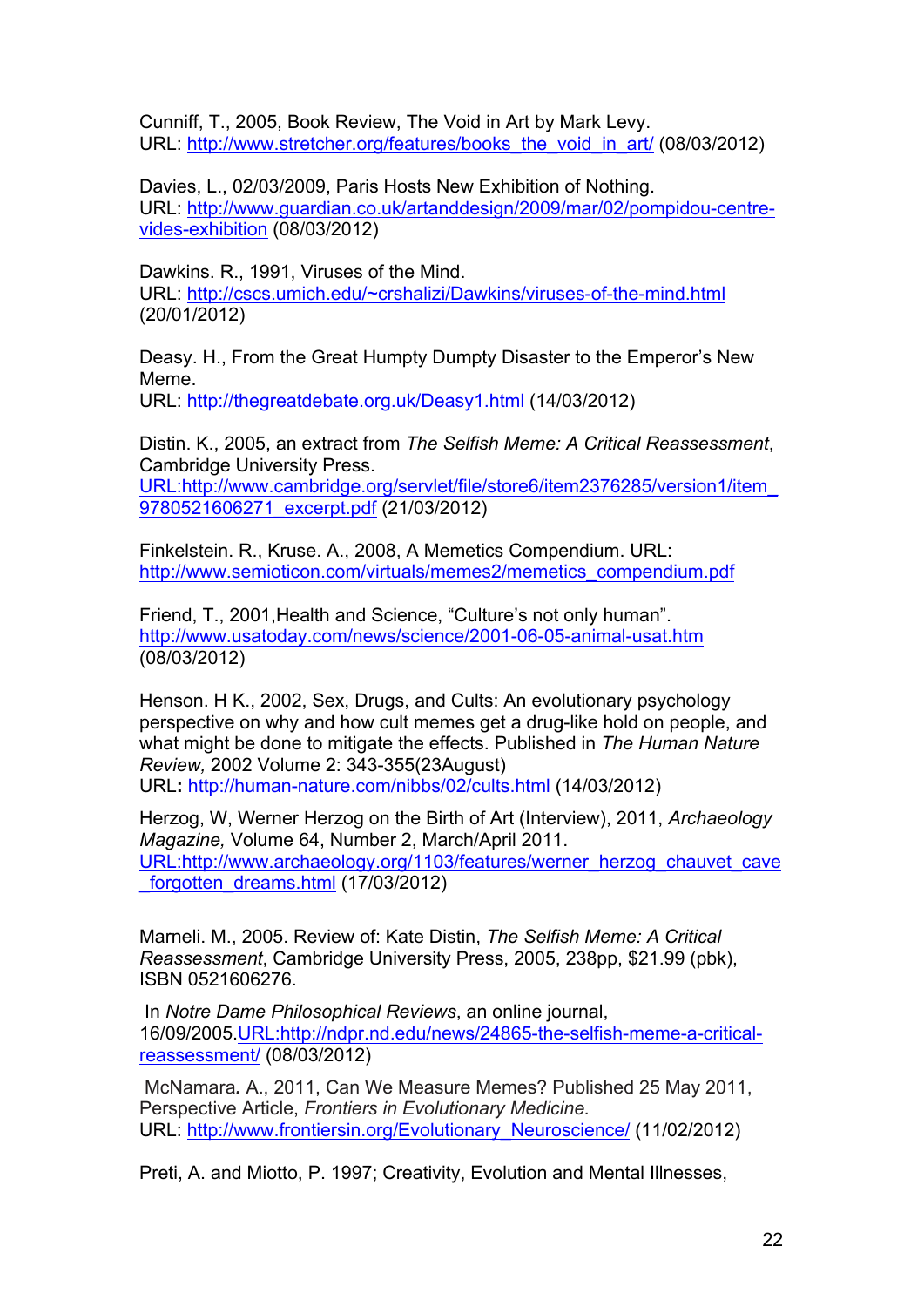Cunniff, T., 2005, Book Review, The Void in Art by Mark Levy.
URL: http://www.stretcher.org/features/books_the_void_in_art/ (08/03/2012)

Davies, L., 02/03/2009, Paris Hosts New Exhibition of Nothing.
URL: http://www.guardian.co.uk/artanddesign/2009/mar/02/pompidou-centre-vides-exhibition (08/03/2012)

Dawkins. R., 1991, Viruses of the Mind.
URL: http://cscs.umich.edu/~crshalizi/Dawkins/viruses-of-the-mind.html (20/01/2012)

Deasy. H., From the Great Humpty Dumpty Disaster to the Emperor's New Meme.
URL: http://thegreatdebate.org.uk/Deasy1.html (14/03/2012)

Distin. K., 2005, an extract from *The Selfish Meme: A Critical Reassessment*, Cambridge University Press.
URL:http://www.cambridge.org/servlet/file/store6/item2376285/version1/item_9780521606271_excerpt.pdf (21/03/2012)

Finkelstein. R., Kruse. A., 2008, A Memetics Compendium. URL: http://www.semioticon.com/virtuals/memes2/memetics_compendium.pdf

Friend, T., 2001,Health and Science, "Culture's not only human". http://www.usatoday.com/news/science/2001-06-05-animal-usat.htm (08/03/2012)

Henson. H K., 2002, Sex, Drugs, and Cults: An evolutionary psychology perspective on why and how cult memes get a drug-like hold on people, and what might be done to mitigate the effects. Published in *The Human Nature Review,* 2002 Volume 2: 343-355(23August)
URL**:** http://human-nature.com/nibbs/02/cults.html (14/03/2012)

Herzog, W, Werner Herzog on the Birth of Art (Interview), 2011, *Archaeology Magazine,* Volume 64, Number 2, March/April 2011.
URL:http://www.archaeology.org/1103/features/werner_herzog_chauvet_cave_forgotten_dreams.html (17/03/2012)

Marneli. M., 2005. Review of: Kate Distin, *The Selfish Meme: A Critical Reassessment*, Cambridge University Press, 2005, 238pp, $21.99 (pbk), ISBN 0521606276.

In *Notre Dame Philosophical Reviews*, an online journal, 16/09/2005.URL:http://ndpr.nd.edu/news/24865-the-selfish-meme-a-critical-reassessment/ (08/03/2012)

McNamara**.** A., 2011, Can We Measure Memes? Published 25 May 2011, Perspective Article, *Frontiers in Evolutionary Medicine.*
URL: http://www.frontiersin.org/Evolutionary_Neuroscience/ (11/02/2012)

Preti, A. and Miotto, P. 1997; Creativity, Evolution and Mental Illnesses,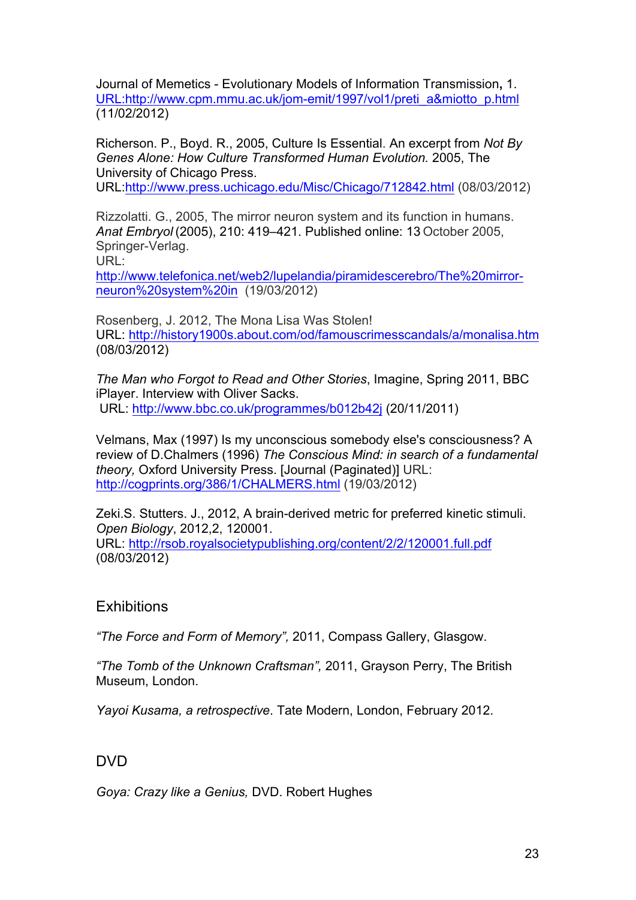Journal of Memetics - Evolutionary Models of Information Transmission**,** 1. URL:http://www.cpm.mmu.ac.uk/jom-emit/1997/vol1/preti_a&miotto_p.html (11/02/2012)

Richerson. P., Boyd. R., 2005, Culture Is Essential. An excerpt from *Not By Genes Alone: How Culture Transformed Human Evolution.* 2005, The University of Chicago Press.
URL:http://www.press.uchicago.edu/Misc/Chicago/712842.html (08/03/2012)

Rizzolatti. G., 2005, The mirror neuron system and its function in humans. *Anat Embryol* (2005), 210: 419–421. Published online: 13 October 2005, Springer-Verlag.
URL:
http://www.telefonica.net/web2/lupelandia/piramidescerebro/The%20mirror-neuron%20system%20in (19/03/2012)

Rosenberg, J. 2012, The Mona Lisa Was Stolen!
URL: http://history1900s.about.com/od/famouscrimesscandals/a/monalisa.htm (08/03/2012)

*The Man who Forgot to Read and Other Stories*, Imagine, Spring 2011, BBC iPlayer. Interview with Oliver Sacks.
URL: http://www.bbc.co.uk/programmes/b012b42j (20/11/2011)

Velmans, Max (1997) Is my unconscious somebody else's consciousness? A review of D.Chalmers (1996) *The Conscious Mind: in search of a fundamental theory,* Oxford University Press. [Journal (Paginated)] URL: http://cogprints.org/386/1/CHALMERS.html (19/03/2012)

Zeki.S. Stutters. J., 2012, A brain-derived metric for preferred kinetic stimuli. *Open Biology*, 2012,2, 120001.
URL: http://rsob.royalsocietypublishing.org/content/2/2/120001.full.pdf (08/03/2012)

## Exhibitions

*"The Force and Form of Memory",* 2011, Compass Gallery, Glasgow.

*"The Tomb of the Unknown Craftsman",* 2011, Grayson Perry, The British Museum, London.

*Yayoi Kusama, a retrospective.* Tate Modern, London, February 2012.

## DVD

*Goya: Crazy like a Genius,* DVD. Robert Hughes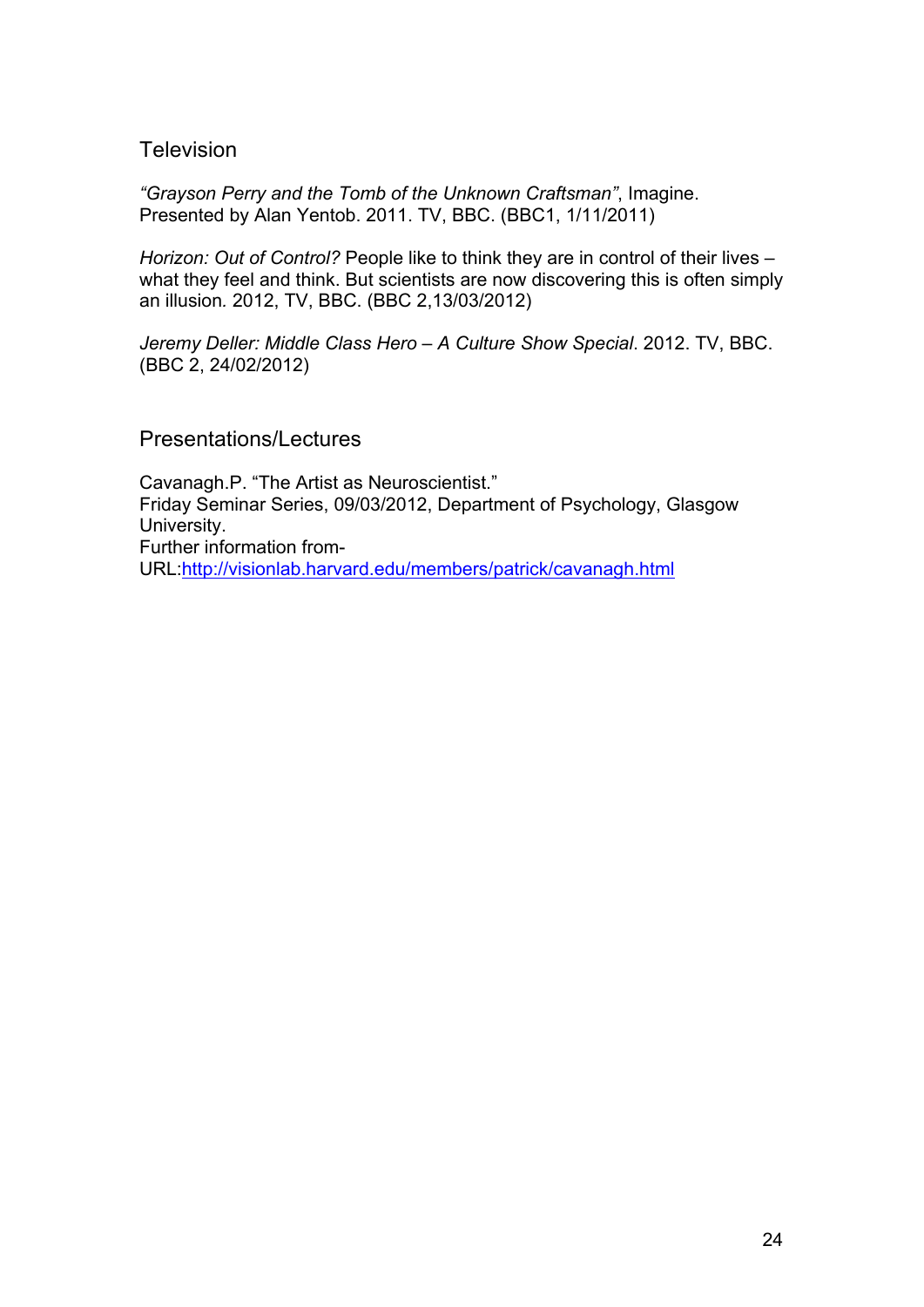## Television

*"Grayson Perry and the Tomb of the Unknown Craftsman"*, Imagine. Presented by Alan Yentob. 2011. TV, BBC. (BBC1, 1/11/2011)

*Horizon: Out of Control?* People like to think they are in control of their lives – what they feel and think. But scientists are now discovering this is often simply an illusion*.* 2012, TV, BBC. (BBC 2,13/03/2012)

*Jeremy Deller: Middle Class Hero – A Culture Show Special*. 2012. TV, BBC. (BBC 2, 24/02/2012)

## Presentations/Lectures

Cavanagh.P. "The Artist as Neuroscientist."
Friday Seminar Series, 09/03/2012, Department of Psychology, Glasgow University.
Further information from-
URL:http://visionlab.harvard.edu/members/patrick/cavanagh.html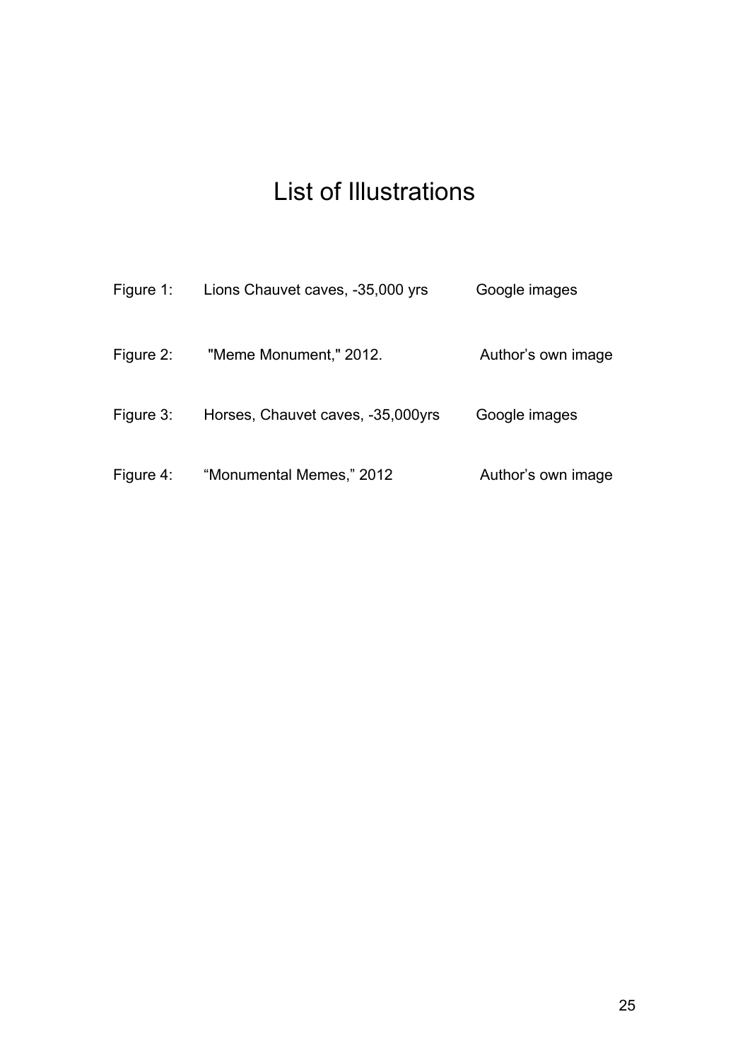# List of Illustrations

| | | |
|---|---|---|
| Figure 1: | Lions Chauvet caves, -35,000 yrs | Google images |
| Figure 2: | "Meme Monument," 2012. | Author's own image |
| Figure 3: | Horses, Chauvet caves, -35,000yrs | Google images |
| Figure 4: | "Monumental Memes," 2012 | Author's own image |